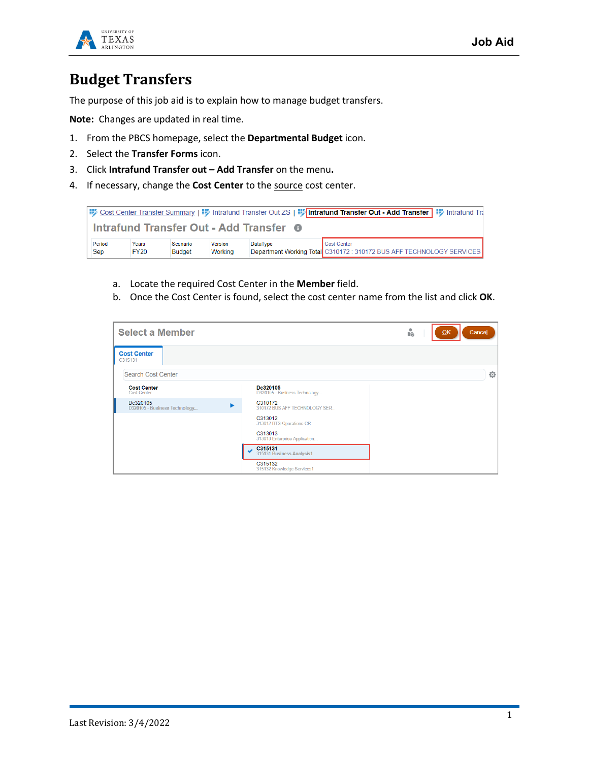# Budget Transfers

The purpose of this job aid is to explain how to manage budget transfers.

**Note:** Changes are updated in real time.

1. From the PBCS homepage, select the **Departmental Budget** icon.
2. Select the **Transfer Forms** icon.
3. Click **Intrafund Transfer out – Add Transfer** on the menu**.**
4. If necessary, change the **Cost Center** to the source cost center.

   a. Locate the required Cost Center in the **Member** field.

   b. Once the Cost Center is found, select the cost center name from the list and click **OK**.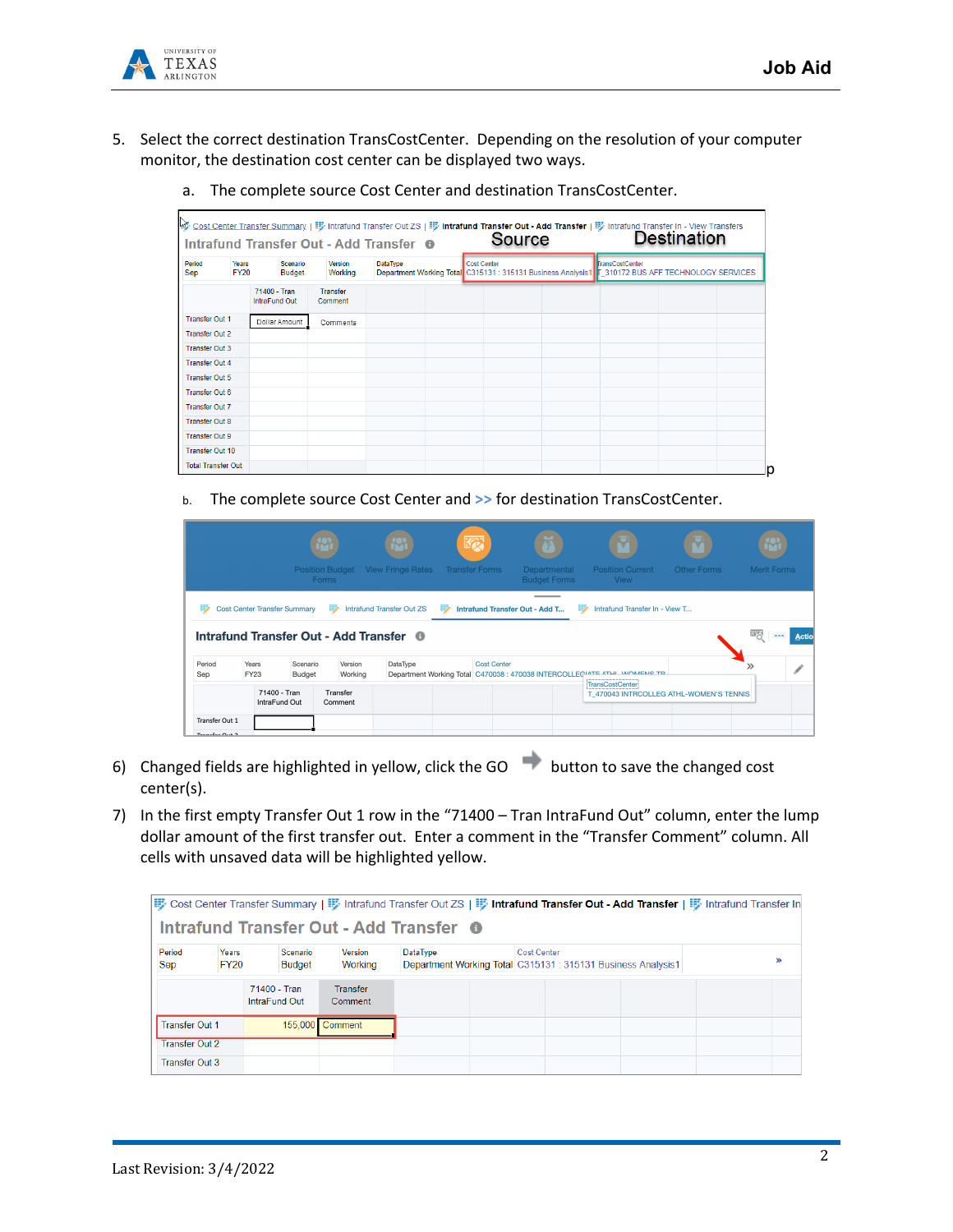5. Select the correct destination TransCostCenter. Depending on the resolution of your computer monitor, the destination cost center can be displayed two ways.

   a. The complete source Cost Center and destination TransCostCenter.

   b. The complete source Cost Center and >> for destination TransCostCenter.

6) Changed fields are highlighted in yellow, click the GO button to save the changed cost center(s).

7) In the first empty Transfer Out 1 row in the "71400 – Tran IntraFund Out" column, enter the lump dollar amount of the first transfer out. Enter a comment in the "Transfer Comment" column. All cells with unsaved data will be highlighted yellow.

Last Revision: 3/4/2022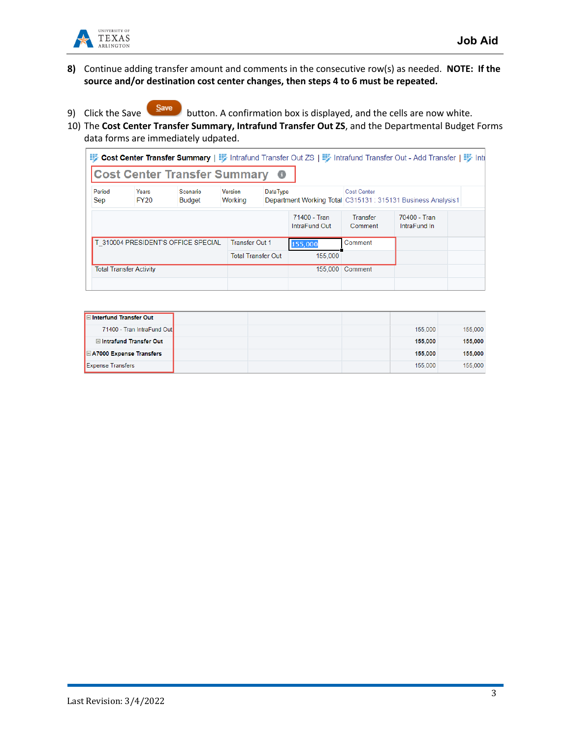8) Continue adding transfer amount and comments in the consecutive row(s) as needed. **NOTE: If the source and/or destination cost center changes, then steps 4 to 6 must be repeated.**

9) Click the Save **Save** button. A confirmation box is displayed, and the cells are now white.

10) The **Cost Center Transfer Summary, Intrafund Transfer Out ZS**, and the Departmental Budget Forms data forms are immediately udpated.

**Cost Center Transfer Summary** | Intrafund Transfer Out ZS | Intrafund Transfer Out - Add Transfer | Intr

Cost Center Transfer Summary

| Period | Years | Scenario | Version | DataType | Cost Center |
|---|---|---|---|---|---|
| Sep | FY20 | Budget | Working | Department Working Total | C315131 : 315131 Business Analysis1 |

| | | 71400 - Tran IntraFund Out | Transfer Comment | 70400 - Tran IntraFund In |
|---|---|---|---|---|
| T_310004 PRESIDENT'S OFFICE SPECIAL | Transfer Out 1 | 155,000 | Comment | |
| | Total Transfer Out | 155,000 | | |
| Total Transfer Activity | | 155,000 | Comment | |

| | | | | |
|---|---|---|---|---|
| ⊟ **Interfund Transfer Out** | | | | |
| 71400 - Tran IntraFund Out | | | 155,000 | 155,000 |
| ⊟ **Intrafund Transfer Out** | | | **155,000** | **155,000** |
| ⊟ **A7000 Expense Transfers** | | | **155,000** | **155,000** |
| Expense Transfers | | | 155,000 | 155,000 |

Last Revision: 3/4/2022